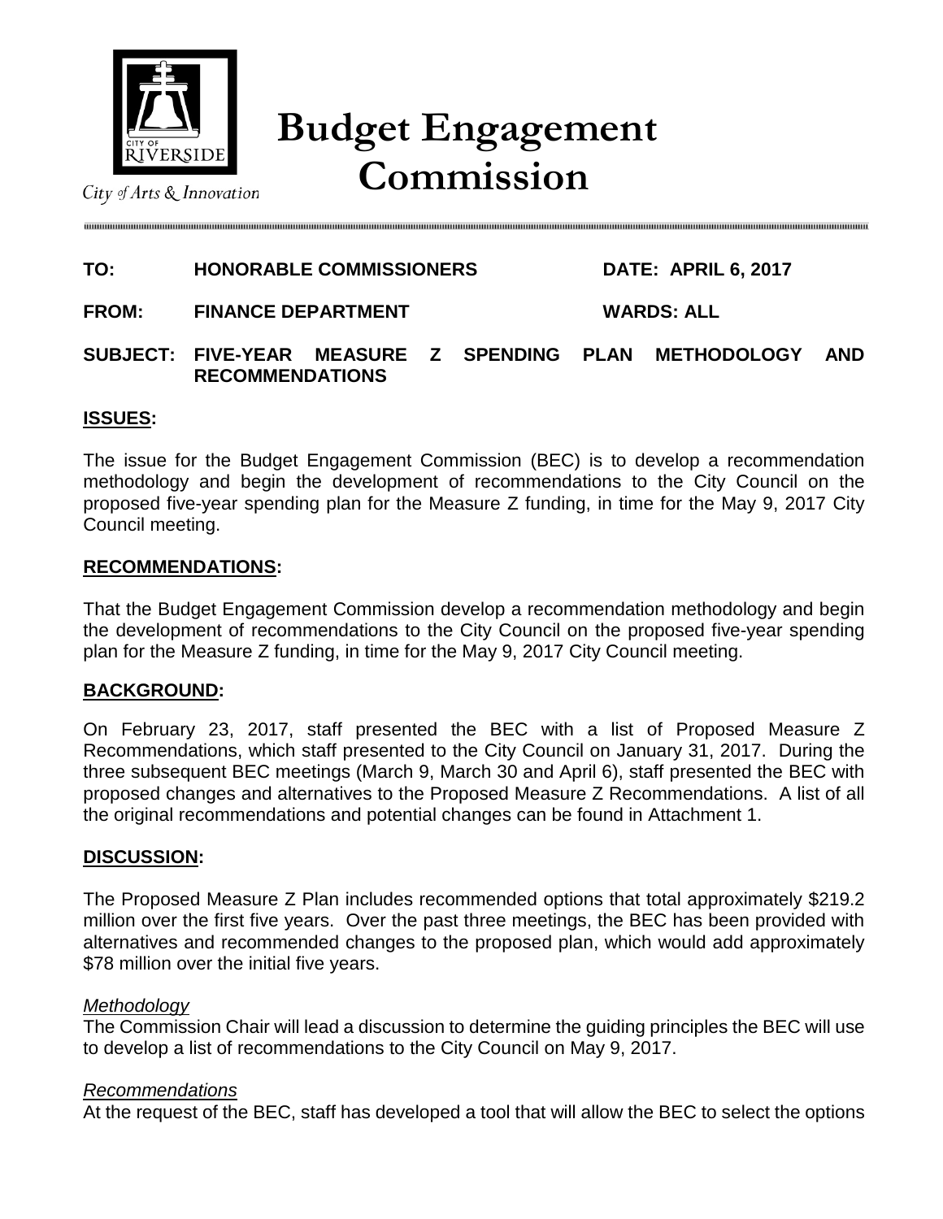# Budget Engagement Commission

City of Arts & Innovation

**TO:** HONORABLE COMMISSIONERS **DATE: APRIL 6, 2017**

**FROM:** FINANCE DEPARTMENT **WARDS: ALL**

**SUBJECT: FIVE-YEAR MEASURE Z SPENDING PLAN METHODOLOGY AND RECOMMENDATIONS**

## ISSUES:

The issue for the Budget Engagement Commission (BEC) is to develop a recommendation methodology and begin the development of recommendations to the City Council on the proposed five-year spending plan for the Measure Z funding, in time for the May 9, 2017 City Council meeting.

## RECOMMENDATIONS:

That the Budget Engagement Commission develop a recommendation methodology and begin the development of recommendations to the City Council on the proposed five-year spending plan for the Measure Z funding, in time for the May 9, 2017 City Council meeting.

## BACKGROUND:

On February 23, 2017, staff presented the BEC with a list of Proposed Measure Z Recommendations, which staff presented to the City Council on January 31, 2017. During the three subsequent BEC meetings (March 9, March 30 and April 6), staff presented the BEC with proposed changes and alternatives to the Proposed Measure Z Recommendations. A list of all the original recommendations and potential changes can be found in Attachment 1.

## DISCUSSION:

The Proposed Measure Z Plan includes recommended options that total approximately $219.2 million over the first five years. Over the past three meetings, the BEC has been provided with alternatives and recommended changes to the proposed plan, which would add approximately $78 million over the initial five years.

### *Methodology*

The Commission Chair will lead a discussion to determine the guiding principles the BEC will use to develop a list of recommendations to the City Council on May 9, 2017.

### *Recommendations*

At the request of the BEC, staff has developed a tool that will allow the BEC to select the options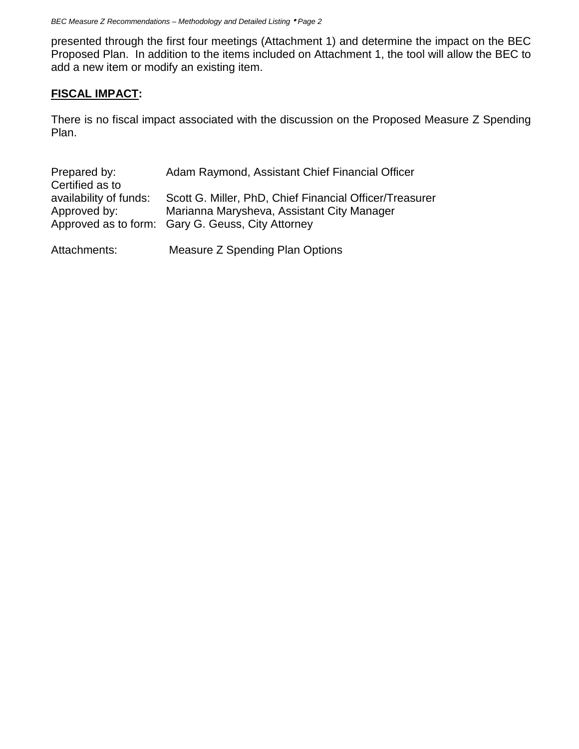presented through the first four meetings (Attachment 1) and determine the impact on the BEC Proposed Plan. In addition to the items included on Attachment 1, the tool will allow the BEC to add a new item or modify an existing item.

**FISCAL IMPACT:**

There is no fiscal impact associated with the discussion on the Proposed Measure Z Spending Plan.

| | |
|---|---|
| Prepared by: | Adam Raymond, Assistant Chief Financial Officer |
| Certified as to availability of funds: | Scott G. Miller, PhD, Chief Financial Officer/Treasurer |
| Approved by: | Marianna Marysheva, Assistant City Manager |
| Approved as to form: | Gary G. Geuss, City Attorney |

Attachments: Measure Z Spending Plan Options